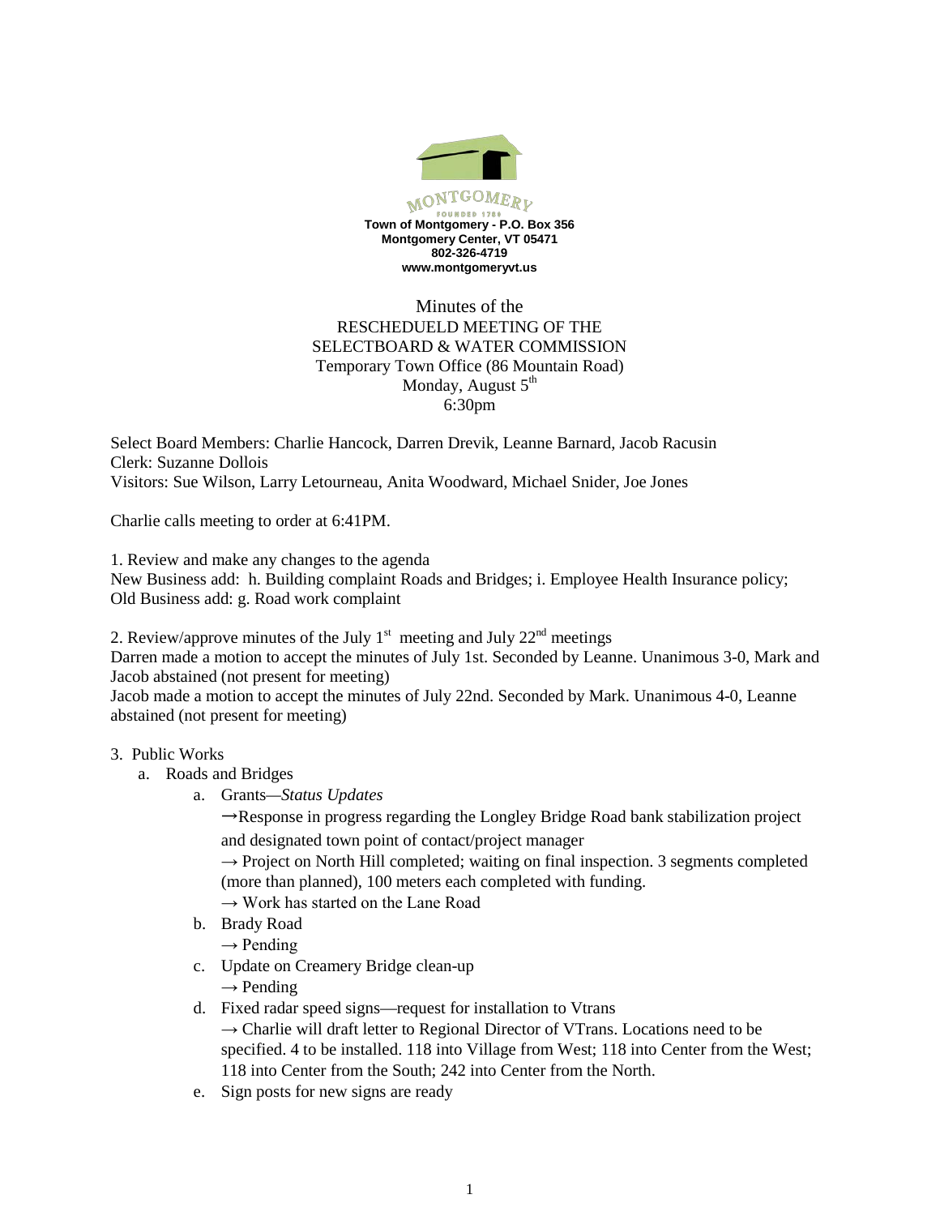MONTGOMERY
FOUNDED 1789

**Town of Montgomery - P.O. Box 356**
**Montgomery Center, VT 05471**
**802-326-4719**
**www.montgomeryvt.us**

Minutes of the
RESCHEDUELD MEETING OF THE
SELECTBOARD & WATER COMMISSION
Temporary Town Office (86 Mountain Road)
Monday, August 5th
6:30pm

Select Board Members: Charlie Hancock, Darren Drevik, Leanne Barnard, Jacob Racusin
Clerk: Suzanne Dollois
Visitors: Sue Wilson, Larry Letourneau, Anita Woodward, Michael Snider, Joe Jones

Charlie calls meeting to order at 6:41PM.

1. Review and make any changes to the agenda
New Business add: h. Building complaint Roads and Bridges; i. Employee Health Insurance policy; Old Business add: g. Road work complaint

2. Review/approve minutes of the July 1st meeting and July 22nd meetings
Darren made a motion to accept the minutes of July 1st. Seconded by Leanne. Unanimous 3-0, Mark and Jacob abstained (not present for meeting)
Jacob made a motion to accept the minutes of July 22nd. Seconded by Mark. Unanimous 4-0, Leanne abstained (not present for meeting)

3. Public Works
   a. Roads and Bridges
      a. Grants—*Status Updates*
         →Response in progress regarding the Longley Bridge Road bank stabilization project and designated town point of contact/project manager
         → Project on North Hill completed; waiting on final inspection. 3 segments completed (more than planned), 100 meters each completed with funding.
         → Work has started on the Lane Road
      b. Brady Road
         → Pending
      c. Update on Creamery Bridge clean-up
         → Pending
      d. Fixed radar speed signs—request for installation to Vtrans
         → Charlie will draft letter to Regional Director of VTrans. Locations need to be specified. 4 to be installed. 118 into Village from West; 118 into Center from the West; 118 into Center from the South; 242 into Center from the North.
      e. Sign posts for new signs are ready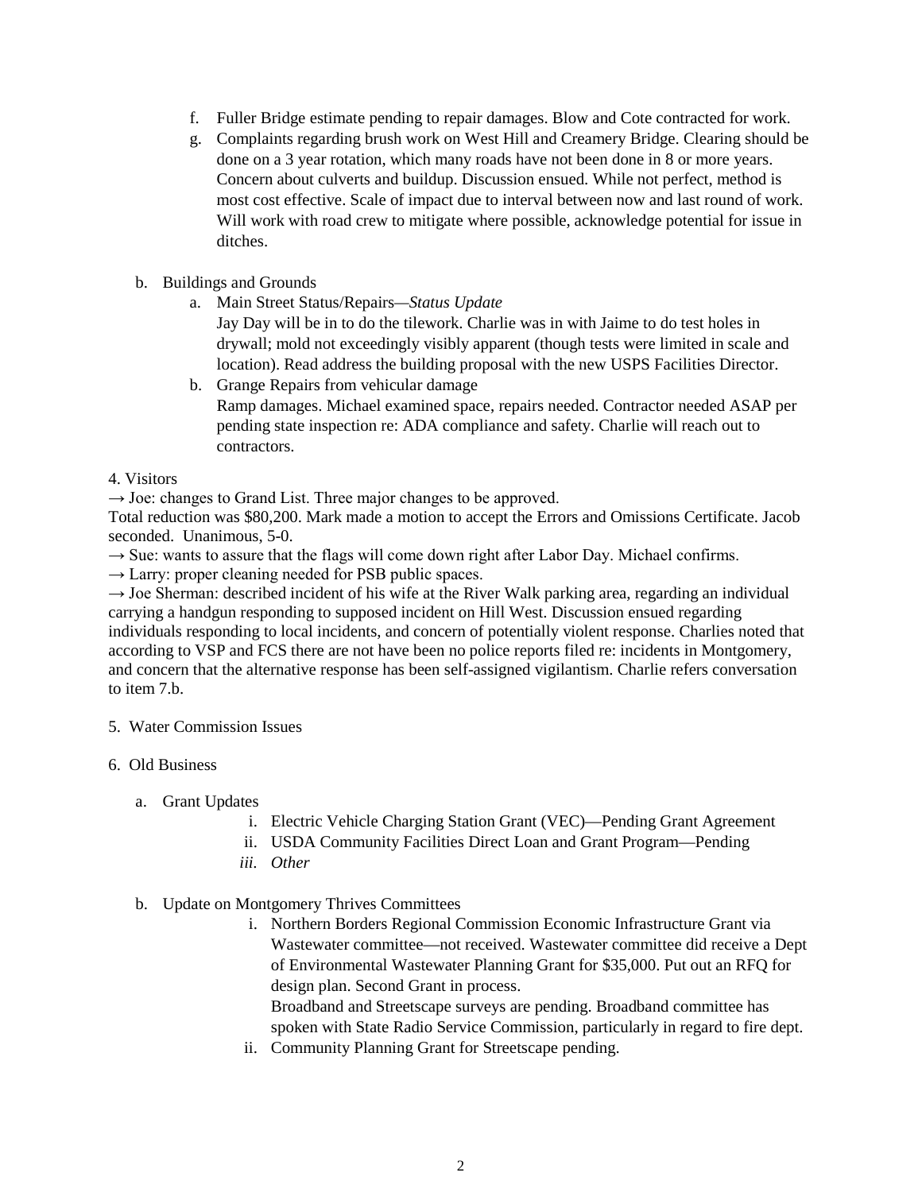f. Fuller Bridge estimate pending to repair damages. Blow and Cote contracted for work.
g. Complaints regarding brush work on West Hill and Creamery Bridge. Clearing should be done on a 3 year rotation, which many roads have not been done in 8 or more years. Concern about culverts and buildup. Discussion ensued. While not perfect, method is most cost effective. Scale of impact due to interval between now and last round of work. Will work with road crew to mitigate where possible, acknowledge potential for issue in ditches.

b. Buildings and Grounds
   a. Main Street Status/Repairs—*Status Update*
      Jay Day will be in to do the tilework. Charlie was in with Jaime to do test holes in drywall; mold not exceedingly visibly apparent (though tests were limited in scale and location). Read address the building proposal with the new USPS Facilities Director.
   b. Grange Repairs from vehicular damage
      Ramp damages. Michael examined space, repairs needed. Contractor needed ASAP per pending state inspection re: ADA compliance and safety. Charlie will reach out to contractors.

4. Visitors

→ Joe: changes to Grand List. Three major changes to be approved.
Total reduction was $80,200. Mark made a motion to accept the Errors and Omissions Certificate. Jacob seconded. Unanimous, 5-0.
→ Sue: wants to assure that the flags will come down right after Labor Day. Michael confirms.
→ Larry: proper cleaning needed for PSB public spaces.
→ Joe Sherman: described incident of his wife at the River Walk parking area, regarding an individual carrying a handgun responding to supposed incident on Hill West. Discussion ensued regarding individuals responding to local incidents, and concern of potentially violent response. Charlies noted that according to VSP and FCS there are not have been no police reports filed re: incidents in Montgomery, and concern that the alternative response has been self-assigned vigilantism. Charlie refers conversation to item 7.b.

5. Water Commission Issues

6. Old Business

a. Grant Updates
   i. Electric Vehicle Charging Station Grant (VEC)—Pending Grant Agreement
   ii. USDA Community Facilities Direct Loan and Grant Program—Pending
   iii. *Other*

b. Update on Montgomery Thrives Committees
   i. Northern Borders Regional Commission Economic Infrastructure Grant via Wastewater committee—not received. Wastewater committee did receive a Dept of Environmental Wastewater Planning Grant for $35,000. Put out an RFQ for design plan. Second Grant in process.
      Broadband and Streetscape surveys are pending. Broadband committee has spoken with State Radio Service Commission, particularly in regard to fire dept.
   ii. Community Planning Grant for Streetscape pending.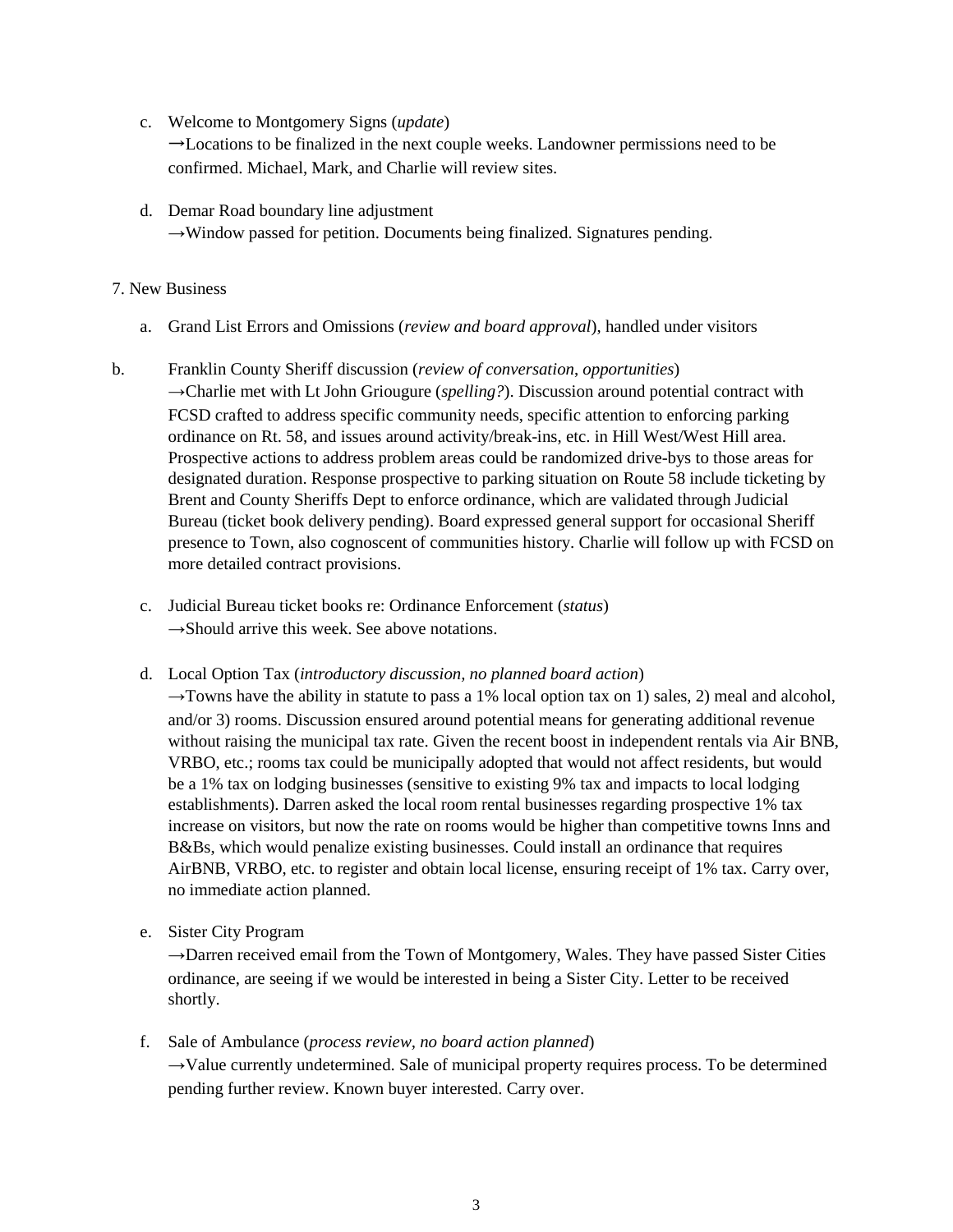c. Welcome to Montgomery Signs (*update*)
→Locations to be finalized in the next couple weeks. Landowner permissions need to be confirmed. Michael, Mark, and Charlie will review sites.

d. Demar Road boundary line adjustment
→Window passed for petition. Documents being finalized. Signatures pending.

7. New Business

a. Grand List Errors and Omissions (*review and board approval*), handled under visitors

b. Franklin County Sheriff discussion (*review of conversation, opportunities*)
→Charlie met with Lt John Griougure (*spelling?*). Discussion around potential contract with FCSD crafted to address specific community needs, specific attention to enforcing parking ordinance on Rt. 58, and issues around activity/break-ins, etc. in Hill West/West Hill area. Prospective actions to address problem areas could be randomized drive-bys to those areas for designated duration. Response prospective to parking situation on Route 58 include ticketing by Brent and County Sheriffs Dept to enforce ordinance, which are validated through Judicial Bureau (ticket book delivery pending). Board expressed general support for occasional Sheriff presence to Town, also cognoscent of communities history. Charlie will follow up with FCSD on more detailed contract provisions.

c. Judicial Bureau ticket books re: Ordinance Enforcement (*status*)
→Should arrive this week. See above notations.

d. Local Option Tax (*introductory discussion, no planned board action*)
→Towns have the ability in statute to pass a 1% local option tax on 1) sales, 2) meal and alcohol, and/or 3) rooms. Discussion ensured around potential means for generating additional revenue without raising the municipal tax rate. Given the recent boost in independent rentals via Air BNB, VRBO, etc.; rooms tax could be municipally adopted that would not affect residents, but would be a 1% tax on lodging businesses (sensitive to existing 9% tax and impacts to local lodging establishments). Darren asked the local room rental businesses regarding prospective 1% tax increase on visitors, but now the rate on rooms would be higher than competitive towns Inns and B&Bs, which would penalize existing businesses. Could install an ordinance that requires AirBNB, VRBO, etc. to register and obtain local license, ensuring receipt of 1% tax. Carry over, no immediate action planned.

e. Sister City Program
→Darren received email from the Town of Montgomery, Wales. They have passed Sister Cities ordinance, are seeing if we would be interested in being a Sister City. Letter to be received shortly.

f. Sale of Ambulance (*process review, no board action planned*)
→Value currently undetermined. Sale of municipal property requires process. To be determined pending further review. Known buyer interested. Carry over.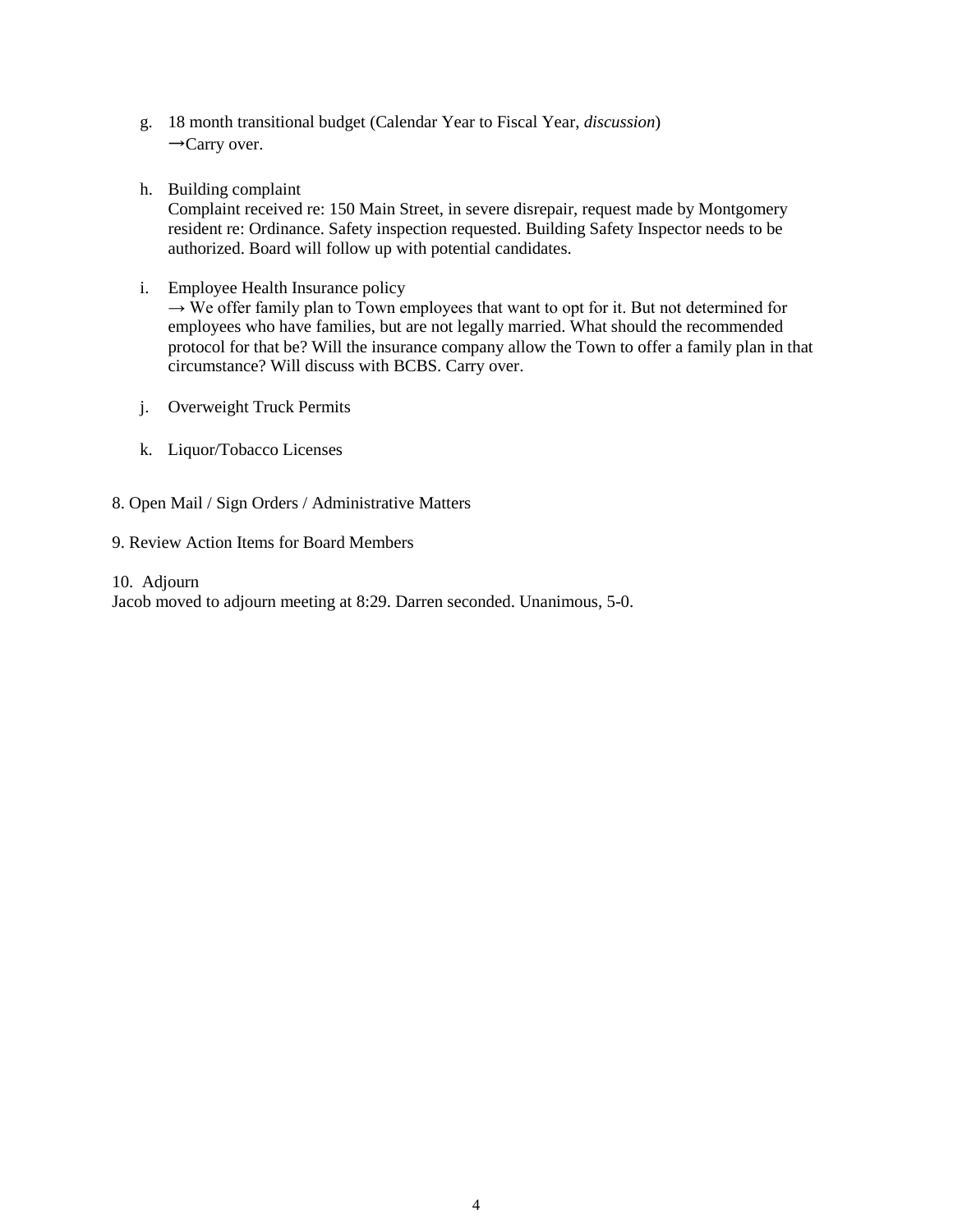g. 18 month transitional budget (Calendar Year to Fiscal Year, *discussion*)
→Carry over.

h. Building complaint
Complaint received re: 150 Main Street, in severe disrepair, request made by Montgomery resident re: Ordinance. Safety inspection requested. Building Safety Inspector needs to be authorized. Board will follow up with potential candidates.

i. Employee Health Insurance policy
→ We offer family plan to Town employees that want to opt for it. But not determined for employees who have families, but are not legally married. What should the recommended protocol for that be? Will the insurance company allow the Town to offer a family plan in that circumstance? Will discuss with BCBS. Carry over.

j. Overweight Truck Permits

k. Liquor/Tobacco Licenses

8. Open Mail / Sign Orders / Administrative Matters

9. Review Action Items for Board Members

10. Adjourn
Jacob moved to adjourn meeting at 8:29. Darren seconded. Unanimous, 5-0.